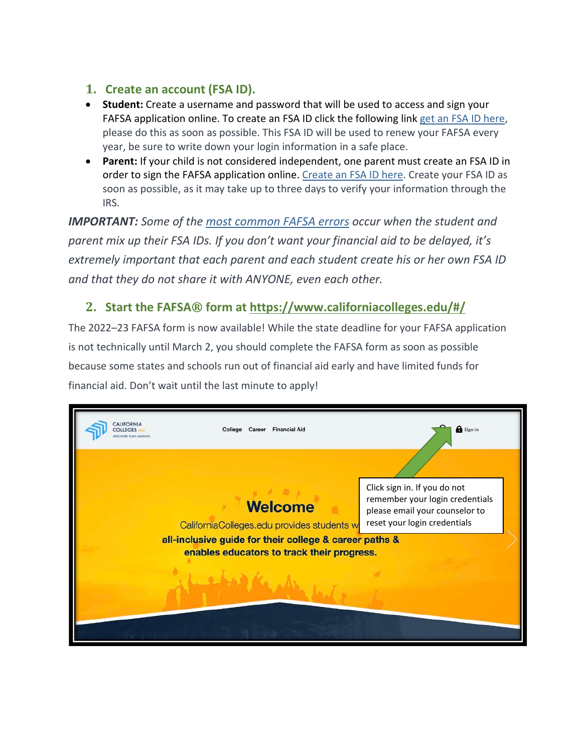## 1. Create an account (FSA ID).

- **Student:** Create a username and password that will be used to access and sign your FAFSA application online. To create an FSA ID click the following link [get an FSA ID here](), please do this as soon as possible. This FSA ID will be used to renew your FAFSA every year, be sure to write down your login information in a safe place.
- **Parent:** If your child is not considered independent, one parent must create an FSA ID in order to sign the FAFSA application online. [Create an FSA ID here](). Create your FSA ID as soon as possible, as it may take up to three days to verify your information through the IRS.

***IMPORTANT:*** *Some of the [most common FAFSA errors]() occur when the student and parent mix up their FSA IDs. If you don't want your financial aid to be delayed, it's extremely important that each parent and each student create his or her own FSA ID and that they do not share it with ANYONE, even each other.*

## 2. Start the FAFSA® form at https://www.californiacolleges.edu/#/

The 2022–23 FAFSA form is now available! While the state deadline for your FAFSA application is not technically until March 2, you should complete the FAFSA form as soon as possible because some states and schools run out of financial aid early and have limited funds for financial aid. Don't wait until the last minute to apply!

Click sign in. If you do not remember your login credentials please email your counselor to reset your login credentials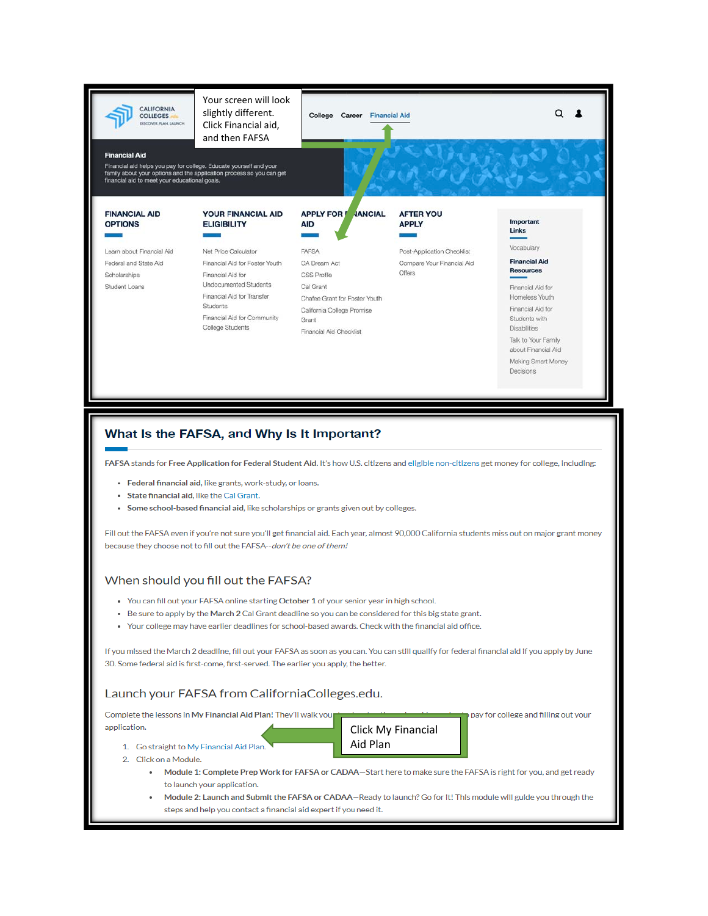CALIFORNIA COLLEGES.edu
DISCOVER. PLAN. LAUNCH.

Your screen will look slightly different. Click Financial aid, and then FAFSA

College Career Financial Aid

**Financial Aid**

Financial aid helps you pay for college. Educate yourself and your family about your options and the application process so you can get financial aid to meet your educational goals.

**FINANCIAL AID OPTIONS**

- Learn about Financial Aid
- Federal and State Aid
- Scholarships
- Student Loans

**YOUR FINANCIAL AID ELIGIBILITY**

- Net Price Calculator
- Financial Aid for Foster Youth
- Financial Aid for Undocumented Students
- Financial Aid for Transfer Students
- Financial Aid for Community College Students

**APPLY FOR FINANCIAL AID**

- FAFSA
- CA Dream Act
- CSS Profile
- Cal Grant
- Chafee Grant for Foster Youth
- California College Promise Grant
- Financial Aid Checklist

**AFTER YOU APPLY**

- Post-Application Checklist
- Compare Your Financial Aid Offers

**Important Links**

- Vocabulary

**Financial Aid Resources**

- Financial Aid for Homeless Youth
- Financial Aid for Students with Disabilities
- Talk to Your Family about Financial Aid
- Making Smart Money Decisions

## What Is the FAFSA, and Why Is It Important?

**FAFSA** stands for **Free Application for Federal Student Aid.** It's how U.S. citizens and eligible non-citizens get money for college, including:

- **Federal financial aid,** like grants, work-study, or loans.
- **State financial aid,** like the Cal Grant.
- **Some school-based financial aid,** like scholarships or grants given out by colleges.

Fill out the FAFSA even if you're not sure you'll get financial aid. Each year, almost 90,000 California students miss out on major grant money because they choose not to fill out the FAFSA--*don't be one of them!*

### When should you fill out the FAFSA?

- You can fill out your FAFSA online starting **October 1** of your senior year in high school.
- Be sure to apply by the **March 2** Cal Grant deadline so you can be considered for this big state grant.
- Your college may have earlier deadlines for school-based awards. Check with the financial aid office.

If you missed the March 2 deadline, fill out your FAFSA as soon as you can. You can still qualify for federal financial aid if you apply by June 30. Some federal aid is first-come, first-served. The earlier you apply, the better.

### Launch your FAFSA from CaliforniaColleges.edu.

Complete the lessons in **My Financial Aid Plan!** They'll walk you [...] pay for college and filling out your application.

Click My Financial Aid Plan

1. Go straight to My Financial Aid Plan.
2. Click on a Module.
   - **Module 1: Complete Prep Work for FAFSA or CADAA**—Start here to make sure the FAFSA is right for you, and get ready to launch your application.
   - **Module 2: Launch and Submit the FAFSA or CADAA**—Ready to launch? Go for it! This module will guide you through the steps and help you contact a financial aid expert if you need it.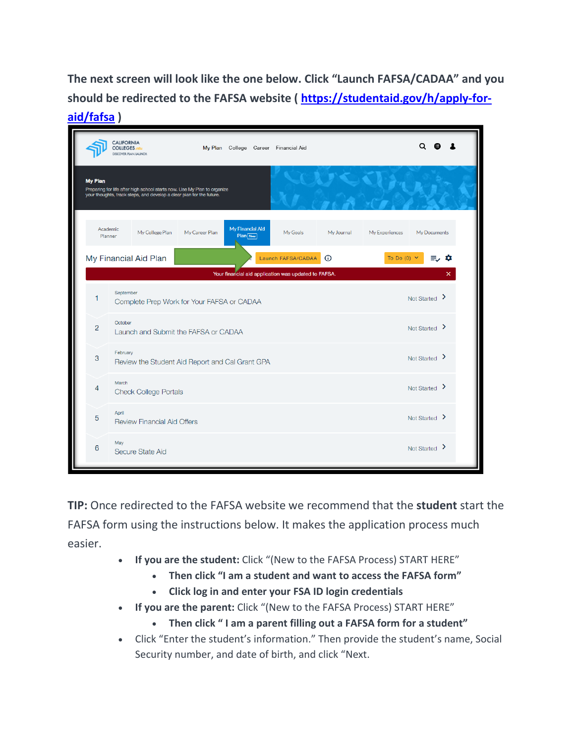**The next screen will look like the one below. Click "Launch FAFSA/CADAA" and you should be redirected to the FAFSA website ( https://studentaid.gov/h/apply-for-aid/fafsa )**

**TIP:** Once redirected to the FAFSA website we recommend that the **student** start the FAFSA form using the instructions below. It makes the application process much easier.

- **If you are the student:** Click "(New to the FAFSA Process) START HERE"
  - **Then click "I am a student and want to access the FAFSA form"**
  - **Click log in and enter your FSA ID login credentials**
- **If you are the parent:** Click "(New to the FAFSA Process) START HERE"
  - **Then click " I am a parent filling out a FAFSA form for a student"**
- Click "Enter the student's information." Then provide the student's name, Social Security number, and date of birth, and click "Next.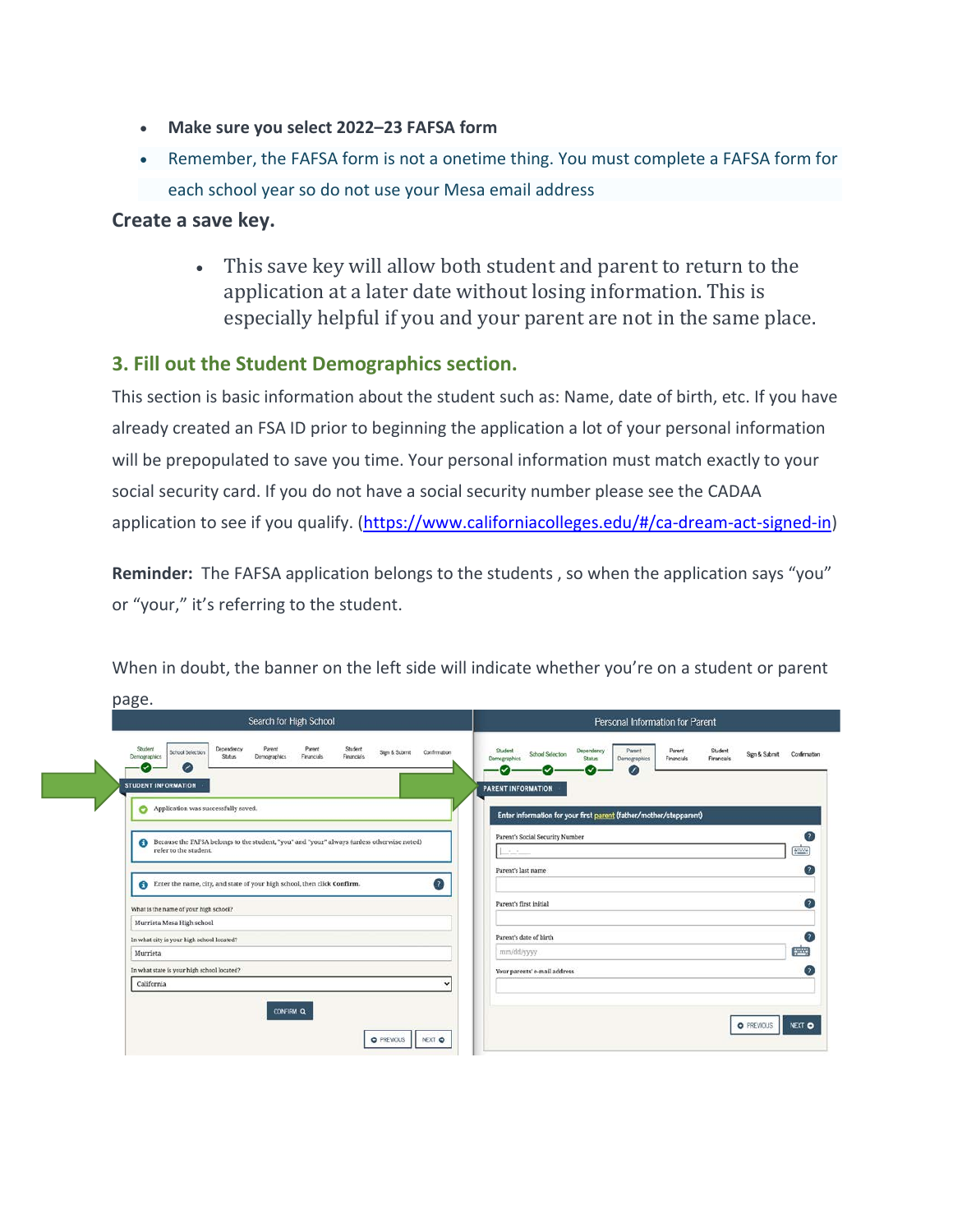- **Make sure you select 2022–23 FAFSA form**
- Remember, the FAFSA form is not a onetime thing. You must complete a FAFSA form for each school year so do not use your Mesa email address

**Create a save key.**

- This save key will allow both student and parent to return to the application at a later date without losing information. This is especially helpful if you and your parent are not in the same place.

## 3. Fill out the Student Demographics section.

This section is basic information about the student such as: Name, date of birth, etc. If you have already created an FSA ID prior to beginning the application a lot of your personal information will be prepopulated to save you time. Your personal information must match exactly to your social security card. If you do not have a social security number please see the CADAA application to see if you qualify. (https://www.californiacolleges.edu/#/ca-dream-act-signed-in)

**Reminder:** The FAFSA application belongs to the students , so when the application says "you" or "your," it's referring to the student.

When in doubt, the banner on the left side will indicate whether you're on a student or parent page.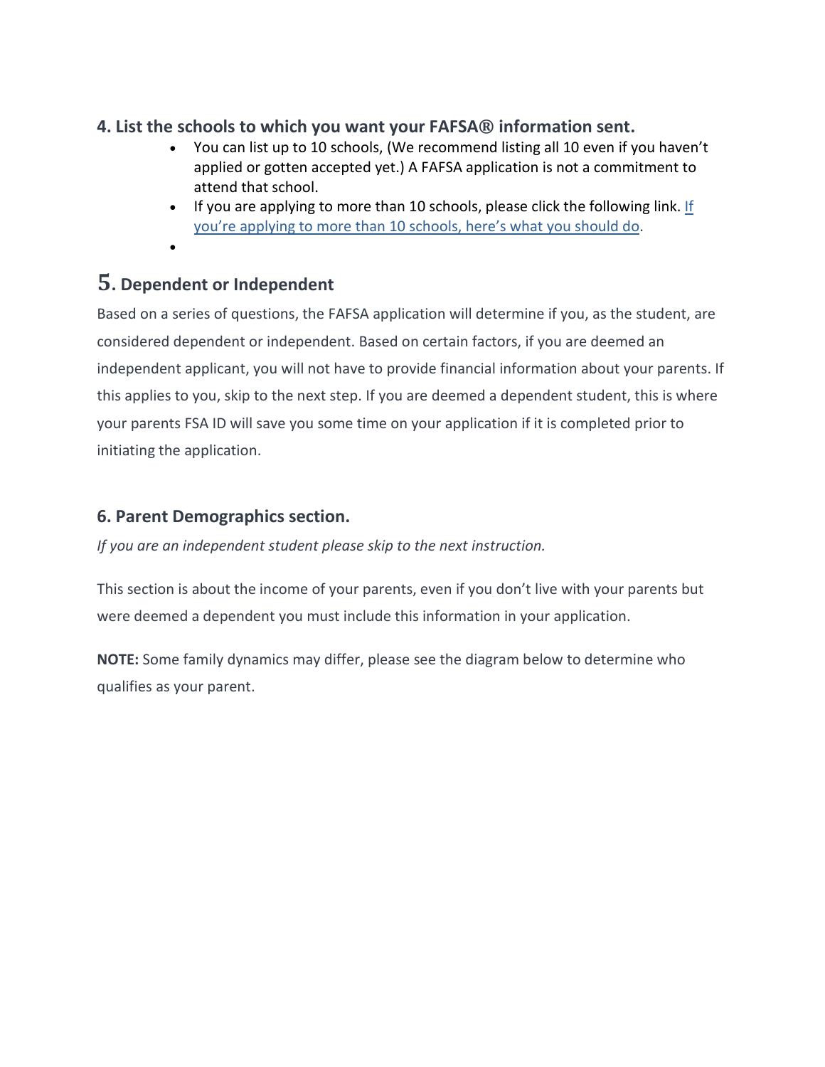### 4. List the schools to which you want your FAFSA® information sent.

- You can list up to 10 schools, (We recommend listing all 10 even if you haven't applied or gotten accepted yet.) A FAFSA application is not a commitment to attend that school.
- If you are applying to more than 10 schools, please click the following link. [If you're applying to more than 10 schools, here's what you should do].
- 

## 5. Dependent or Independent

Based on a series of questions, the FAFSA application will determine if you, as the student, are considered dependent or independent. Based on certain factors, if you are deemed an independent applicant, you will not have to provide financial information about your parents. If this applies to you, skip to the next step. If you are deemed a dependent student, this is where your parents FSA ID will save you some time on your application if it is completed prior to initiating the application.

### 6. Parent Demographics section.

*If you are an independent student please skip to the next instruction.*

This section is about the income of your parents, even if you don't live with your parents but were deemed a dependent you must include this information in your application.

**NOTE:** Some family dynamics may differ, please see the diagram below to determine who qualifies as your parent.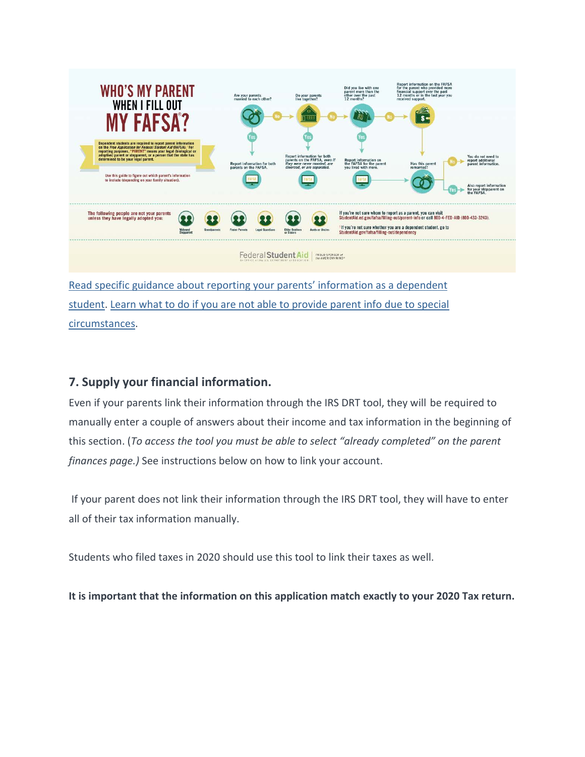WHO'S MY PARENT WHEN I FILL OUT MY FAFSA®?

Dependent students are required to report parent information on the *Free Application for Federal Student Aid* (FAFSA®). For reporting purposes, "PARENT" means your legal (biological or adoptive) parent or stepparent, or a person that the state has determined to be your legal parent.

Use this guide to figure out which parent's information to include (depending on your family situation).

Are your parents married to each other?

Yes

No

Report information for both parents on the FAFSA.

Do your parents live together?

Report information for both parents on the FAFSA, *even if they were never married, are divorced, or are separated.*

Did you live with one parent more than the other over the past 12 months?

Report information on the FAFSA for the parent you lived with more.

Report information on the FAFSA for the parent who provided more financial support over the past 12 months or in the last year you received support.

Has this parent remarried?

You do not need to report additional parent information.

Also report information for your stepparent on the FAFSA.

The following people are not your parents unless they have legally adopted you:

Widowed Stepparent

Grandparents

Foster Parents

Legal Guardians

Older Brothers or Sisters

Aunts or Uncles

If you're not sure whom to report as a parent, you can visit StudentAid.ed.gov/fafsa/filling-out/parent-info or call 800-4-FED-AID (800-433-3243).

If you're not sure whether you are a dependent student, go to StudentAid.gov/fafsa/filling-out/dependency

Federal Student Aid

[Read specific guidance about reporting your parents' information as a dependent student](). [Learn what to do if you are not able to provide parent info due to special circumstances]().

## 7. Supply your financial information.

Even if your parents link their information through the IRS DRT tool, they will be required to manually enter a couple of answers about their income and tax information in the beginning of this section. (*To access the tool you must be able to select "already completed" on the parent finances page.)* See instructions below on how to link your account.

If your parent does not link their information through the IRS DRT tool, they will have to enter all of their tax information manually.

Students who filed taxes in 2020 should use this tool to link their taxes as well.

**It is important that the information on this application match exactly to your 2020 Tax return.**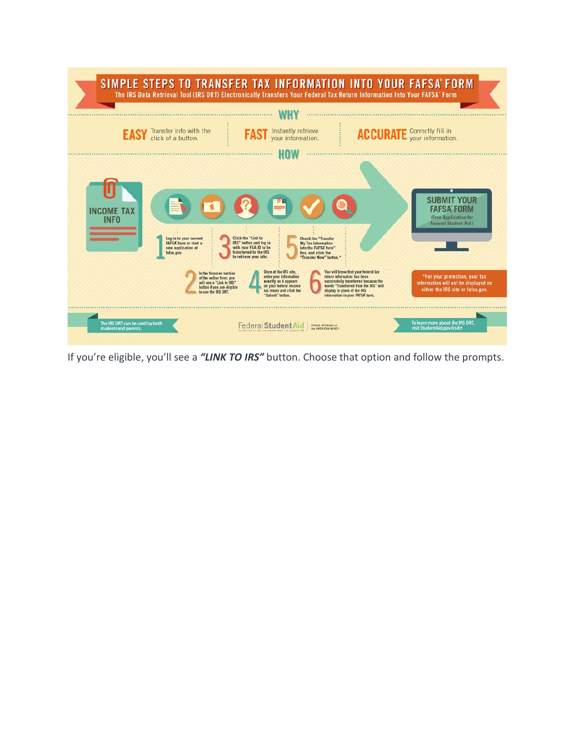# SIMPLE STEPS TO TRANSFER TAX INFORMATION INTO YOUR FAFSA® FORM

The IRS Data Retrieval Tool (IRS DRT) Electronically Transfers Your Federal Tax Return Information Into Your FAFSA® Form

## WHY

**EASY** Transfer info with the click of a button.

**FAST** Instantly retrieve your information.

**ACCURATE** Correctly fill in your information.

## HOW

INCOME TAX INFO

1. Log in to your current FAFSA® form or start a new application at fafsa.gov.
2. In the finances section of the online form, you will see a "Link to IRS" button if you are eligible to use the IRS DRT.
3. Click the "Link to IRS" button and log in with your FSA ID to be transferred to the IRS to retrieve your info.
4. Once at the IRS site, enter your information exactly as it appears on your federal income tax return and click the "Submit" button.
5. Check the "Transfer My Tax Information into the FAFSA® form" box, and click the "Transfer Now" button.*
6. You will know that your federal tax return information has been successfully transferred because the words "Transferred from the IRS" will display in place of the IRS information in your FAFSA® form.

SUBMIT YOUR FAFSA® FORM (Free Application for Federal Student Aid)

*For your protection, your tax information will not be displayed on either the IRS site or fafsa.gov.

The IRS DRT can be used by both students and parents.

Federal Student Aid — PROUD SPONSOR of the AMERICAN MIND®

To learn more about the IRS DRT, visit StudentAid.gov/irsdrt

If you're eligible, you'll see a ***"LINK TO IRS"*** button. Choose that option and follow the prompts.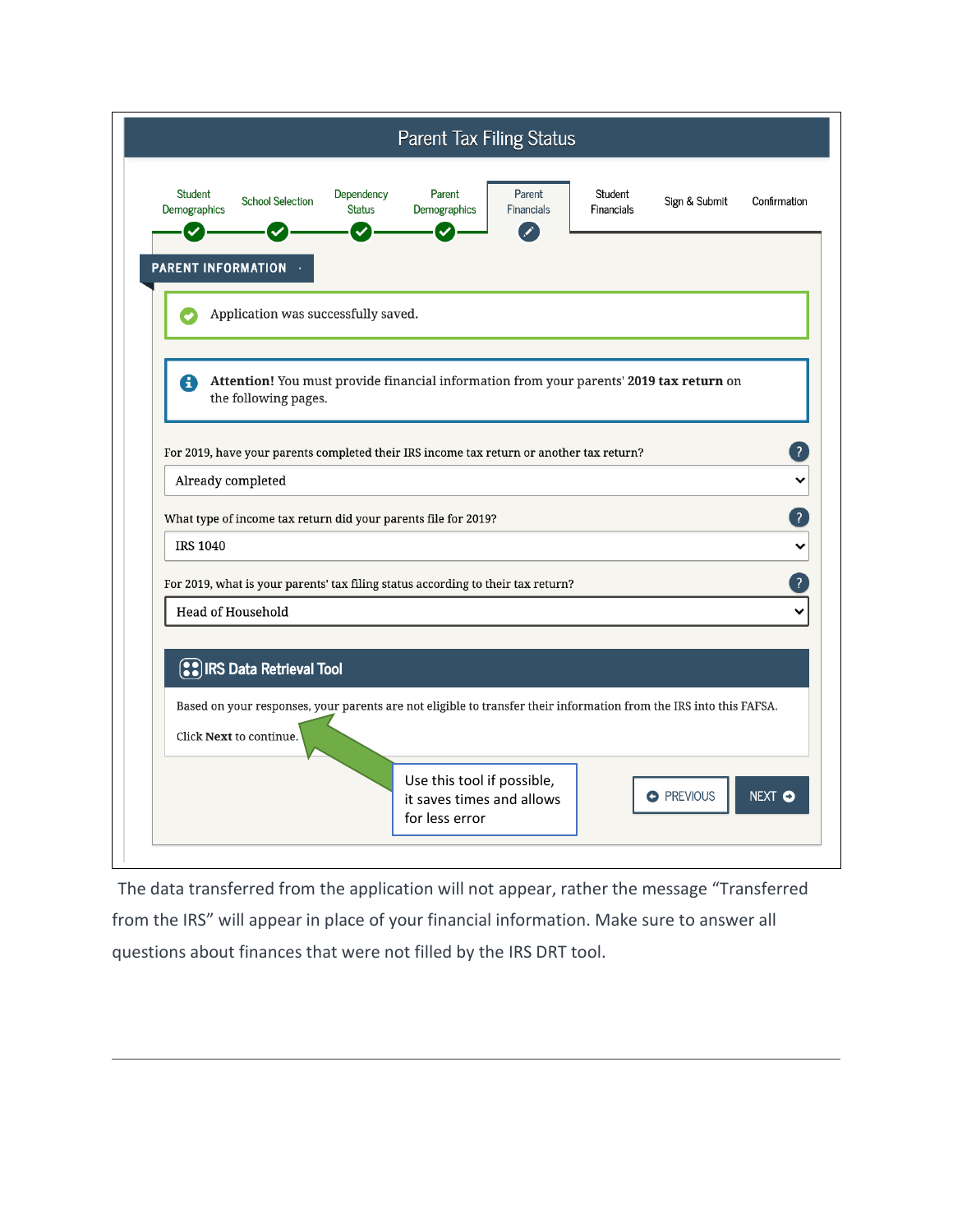## Parent Tax Filing Status

Student Demographics | School Selection | Dependency Status | Parent Demographics | Parent Financials | Student Financials | Sign & Submit | Confirmation

**PARENT INFORMATION**

Application was successfully saved.

**Attention!** You must provide financial information from your parents' **2019 tax return** on the following pages.

For 2019, have your parents completed their IRS income tax return or another tax return?

Already completed

What type of income tax return did your parents file for 2019?

IRS 1040

For 2019, what is your parents' tax filing status according to their tax return?

Head of Household

**IRS Data Retrieval Tool**

Based on your responses, your parents are not eligible to transfer their information from the IRS into this FAFSA.

Click **Next** to continue.

Use this tool if possible, it saves times and allows for less error

PREVIOUS | NEXT

The data transferred from the application will not appear, rather the message "Transferred from the IRS" will appear in place of your financial information. Make sure to answer all questions about finances that were not filled by the IRS DRT tool.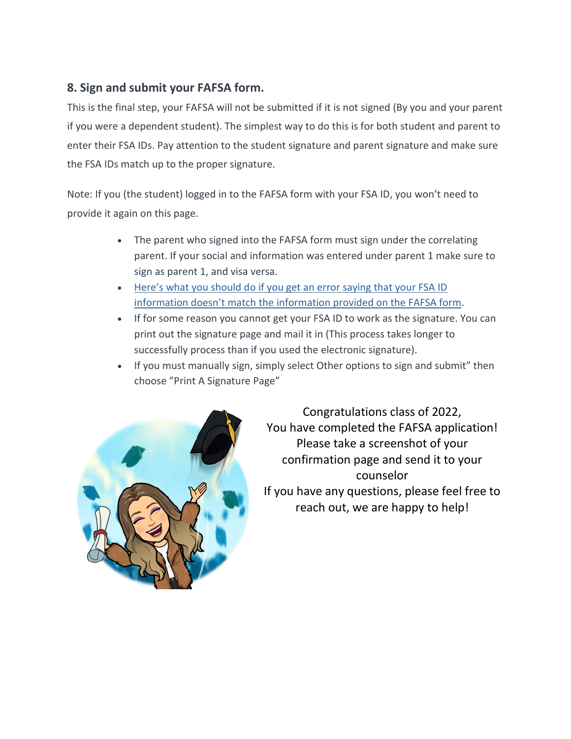## 8. Sign and submit your FAFSA form.

This is the final step, your FAFSA will not be submitted if it is not signed (By you and your parent if you were a dependent student). The simplest way to do this is for both student and parent to enter their FSA IDs. Pay attention to the student signature and parent signature and make sure the FSA IDs match up to the proper signature.

Note: If you (the student) logged in to the FAFSA form with your FSA ID, you won't need to provide it again on this page.

- The parent who signed into the FAFSA form must sign under the correlating parent. If your social and information was entered under parent 1 make sure to sign as parent 1, and visa versa.
- Here's what you should do if you get an error saying that your FSA ID information doesn't match the information provided on the FAFSA form.
- If for some reason you cannot get your FSA ID to work as the signature. You can print out the signature page and mail it in (This process takes longer to successfully process than if you used the electronic signature).
- If you must manually sign, simply select Other options to sign and submit" then choose "Print A Signature Page"

Congratulations class of 2022,
You have completed the FAFSA application!
Please take a screenshot of your confirmation page and send it to your counselor
If you have any questions, please feel free to reach out, we are happy to help!